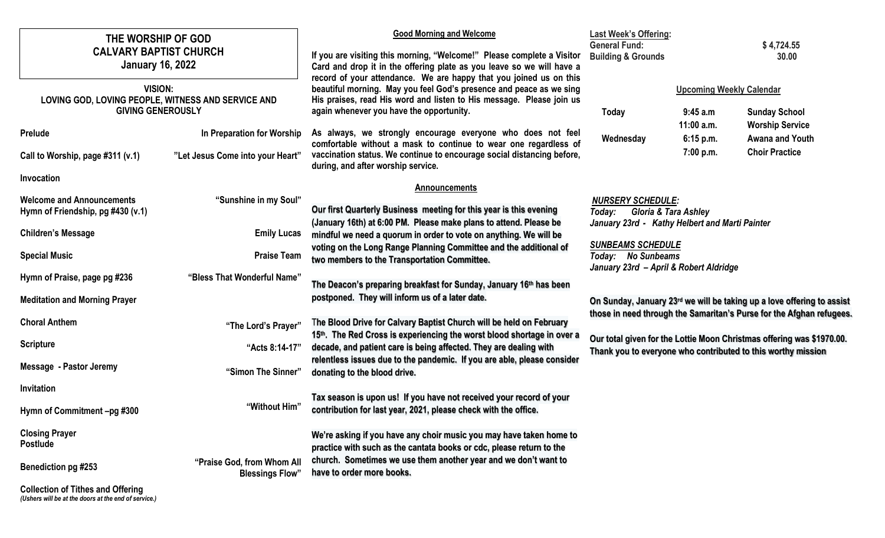# THE WORSHIP OF GOD
# CALVARY BAPTIST CHURCH
## January 16, 2022

**VISION:**
**LOVING GOD, LOVING PEOPLE, WITNESS AND SERVICE AND GIVING GENEROUSLY**

**Prelude** — In Preparation for Worship

**Call to Worship, page #311 (v.1)** — "Let Jesus Come into your Heart"

**Invocation**

**Welcome and Announcements**
**Hymn of Friendship, pg #430 (v.1)** — "Sunshine in my Soul"

**Children's Message** — Emily Lucas

**Special Music** — Praise Team

**Hymn of Praise, page pg #236** — "Bless That Wonderful Name"

**Meditation and Morning Prayer**

**Choral Anthem** — "The Lord's Prayer"

**Scripture** — "Acts 8:14-17"

**Message - Pastor Jeremy** — "Simon The Sinner"

**Invitation**

**Hymn of Commitment –pg #300** — "Without Him"

**Closing Prayer**
**Postlude**

**Benediction pg #253** — "Praise God, from Whom All Blessings Flow"

**Collection of Tithes and Offering**
*(Ushers will be at the doors at the end of service.)*

### Good Morning and Welcome

If you are visiting this morning, "Welcome!" Please complete a Visitor Card and drop it in the offering plate as you leave so we will have a record of your attendance. We are happy that you joined us on this beautiful morning. May you feel God's presence and peace as we sing His praises, read His word and listen to His message. Please join us again whenever you have the opportunity.

As always, we strongly encourage everyone who does not feel comfortable without a mask to continue to wear one regardless of vaccination status. We continue to encourage social distancing before, during, and after worship service.

### Announcements

Our first Quarterly Business meeting for this year is this evening (January 16th) at 6:00 PM. Please make plans to attend. Please be mindful we need a quorum in order to vote on anything. We will be voting on the Long Range Planning Committee and the additional of two members to the Transportation Committee.

The Deacon's preparing breakfast for Sunday, January 16th has been postponed. They will inform us of a later date.

The Blood Drive for Calvary Baptist Church will be held on February 15th. The Red Cross is experiencing the worst blood shortage in over a decade, and patient care is being affected. They are dealing with relentless issues due to the pandemic. If you are able, please consider donating to the blood drive.

Tax season is upon us! If you have not received your record of your contribution for last year, 2021, please check with the office.

We're asking if you have any choir music you may have taken home to practice with such as the cantata books or cdc, please return to the church. Sometimes we use them another year and we don't want to have to order more books.

**Last Week's Offering:**

| | |
|---|---|
| General Fund: | $ 4,724.55 |
| Building & Grounds | 30.00 |

### Upcoming Weekly Calendar

| | | |
|---|---|---|
| Today | 9:45 a.m | Sunday School |
| | 11:00 a.m. | Worship Service |
| Wednesday | 6:15 p.m. | Awana and Youth |
| | 7:00 p.m. | Choir Practice |

***NURSERY SCHEDULE:***
*Today: Gloria & Tara Ashley*
*January 23rd - Kathy Helbert and Marti Painter*

***SUNBEAMS SCHEDULE***
*Today: No Sunbeams*
*January 23rd – April & Robert Aldridge*

On Sunday, January 23rd we will be taking up a love offering to assist those in need through the Samaritan's Purse for the Afghan refugees.

Our total given for the Lottie Moon Christmas offering was $1970.00. Thank you to everyone who contributed to this worthy mission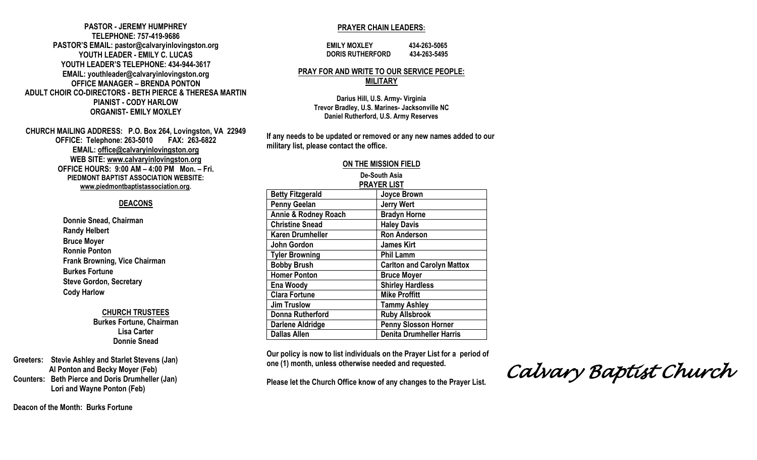**PASTOR - JEREMY HUMPHREY**
**TELEPHONE: 757-419-9686**
**PASTOR'S EMAIL: pastor@calvaryinlovingston.org**
**YOUTH LEADER - EMILY C. LUCAS**
**YOUTH LEADER'S TELEPHONE: 434-944-3617**
**EMAIL: youthleader@calvaryinlovingston.org**
**OFFICE MANAGER – BRENDA PONTON**
**ADULT CHOIR CO-DIRECTORS - BETH PIERCE & THERESA MARTIN**
**PIANIST - CODY HARLOW**
**ORGANIST- EMILY MOXLEY**

**CHURCH MAILING ADDRESS: P.O. Box 264, Lovingston, VA 22949**
**OFFICE: Telephone: 263-5010 FAX: 263-6822**
**EMAIL: office@calvaryinlovingston.org**
**WEB SITE: www.calvaryinlovingston.org**
**OFFICE HOURS: 9:00 AM – 4:00 PM Mon. – Fri.**
**PIEDMONT BAPTIST ASSOCIATION WEBSITE:**
**www.piedmontbaptistassociation.org.**

## DEACONS

**Donnie Snead, Chairman**
**Randy Helbert**
**Bruce Moyer**
**Ronnie Ponton**
**Frank Browning, Vice Chairman**
**Burkes Fortune**
**Steve Gordon, Secretary**
**Cody Harlow**

## CHURCH TRUSTEES

**Burkes Fortune, Chairman**
**Lisa Carter**
**Donnie Snead**

**Greeters: Stevie Ashley and Starlet Stevens (Jan)**
**Al Ponton and Becky Moyer (Feb)**
**Counters: Beth Pierce and Doris Drumheller (Jan)**
**Lori and Wayne Ponton (Feb)**

**Deacon of the Month: Burks Fortune**

## PRAYER CHAIN LEADERS:

**EMILY MOXLEY 434-263-5065**
**DORIS RUTHERFORD 434-263-5495**

## PRAY FOR AND WRITE TO OUR SERVICE PEOPLE:

## MILITARY

**Darius Hill, U.S. Army- Virginia**
**Trevor Bradley, U.S. Marines- Jacksonville NC**
**Daniel Rutherford, U.S. Army Reserves**

**If any needs to be updated or removed or any new names added to our military list, please contact the office.**

## ON THE MISSION FIELD

**De-South Asia**

## PRAYER LIST

| | |
|---|---|
| Betty Fitzgerald | Joyce Brown |
| Penny Geelan | Jerry Wert |
| Annie & Rodney Roach | Bradyn Horne |
| Christine Snead | Haley Davis |
| Karen Drumheller | Ron Anderson |
| John Gordon | James Kirt |
| Tyler Browning | Phil Lamm |
| Bobby Brush | Carlton and Carolyn Mattox |
| Homer Ponton | Bruce Moyer |
| Ena Woody | Shirley Hardless |
| Clara Fortune | Mike Proffitt |
| Jim Truslow | Tammy Ashley |
| Donna Rutherford | Ruby Allsbrook |
| Darlene Aldridge | Penny Slosson Horner |
| Dallas Allen | Denita Drumheller Harris |

**Our policy is now to list individuals on the Prayer List for a period of one (1) month, unless otherwise needed and requested.**

**Please let the Church Office know of any changes to the Prayer List.**

*Calvary Baptist Church*